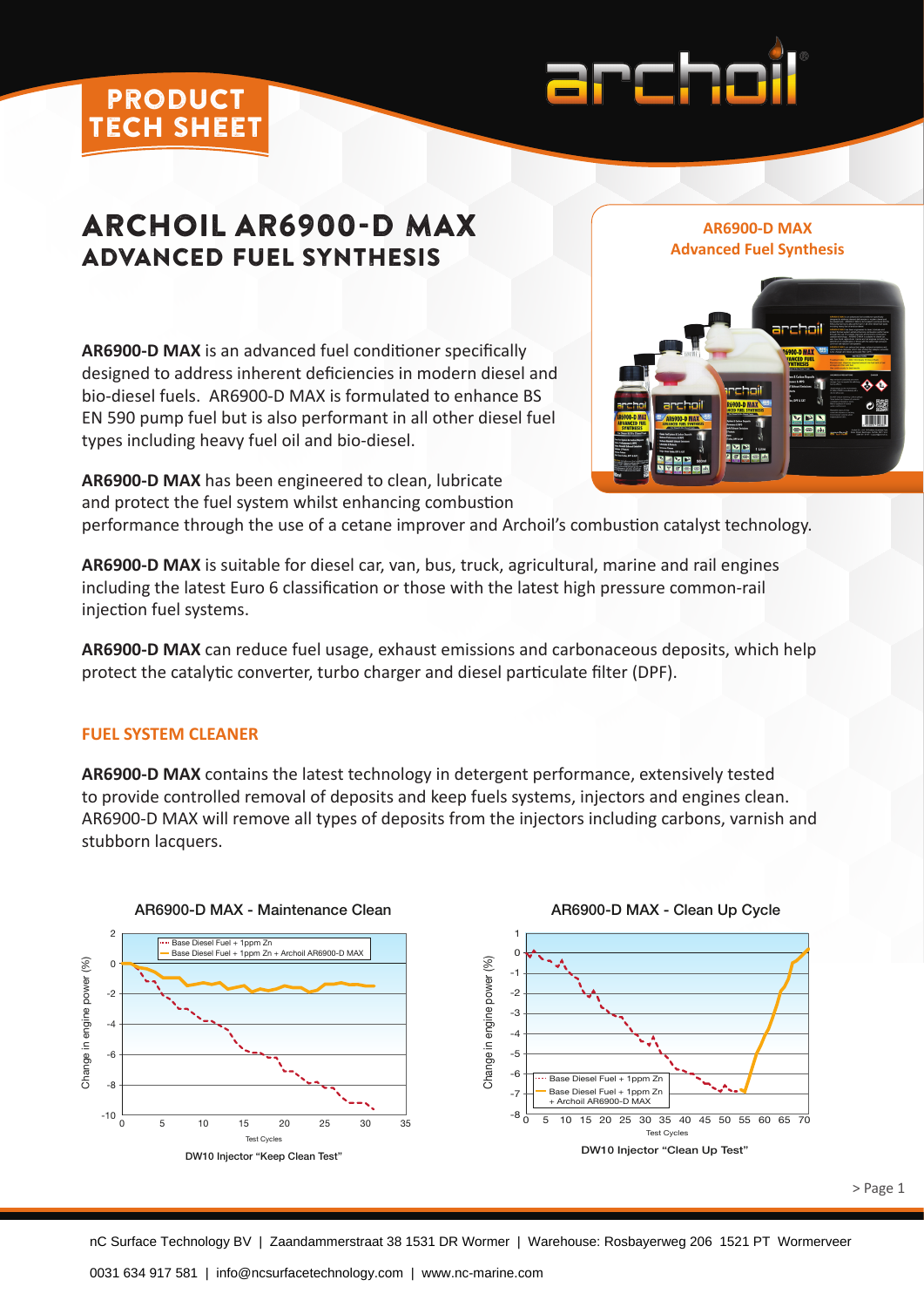# ARCHOIL AR6900-D MAX

## ADVANCED FUEL SYNTHESIS

**AR6900-D MAX** is an advanced fuel conditioner specifically designed to address inherent deficiencies in modern diesel and bio-diesel fuels. AR6900-D MAX is formulated to enhance BS EN 590 pump fuel but is also performant in all other diesel fuel types including heavy fuel oil and bio-diesel.

**AR6900-D MAX** has been engineered to clean, lubricate and protect the fuel system whilst enhancing combustion performance through the use of a cetane improver and Archoil's combustion catalyst technology.

**AR6900-D MAX** is suitable for diesel car, van, bus, truck, agricultural, marine and rail engines including the latest Euro 6 classification or those with the latest high pressure common-rail injection fuel systems.

**AR6900-D MAX** can reduce fuel usage, exhaust emissions and carbonaceous deposits, which help protect the catalytic converter, turbo charger and diesel particulate filter (DPF).

### FUEL SYSTEM CLEANER

**AR6900-D MAX** contains the latest technology in detergent performance, extensively tested to provide controlled removal of deposits and keep fuels systems, injectors and engines clean. AR6900-D MAX will remove all types of deposits from the injectors including carbons, varnish and stubborn lacquers.

**AR6900-D MAX - Maintenance Clean**

DW10 Injector "Keep Clean Test"

**AR6900-D MAX - Clean Up Cycle**

DW10 Injector "Clean Up Test"

nC Surface Technology BV | Zaandammerstraat 38 1531 DR Wormer | Warehouse: Rosbayerweg 206 1521 PT Wormerveer

0031 634 917 581 | info@ncsurfacetechnology.com | www.nc-marine.com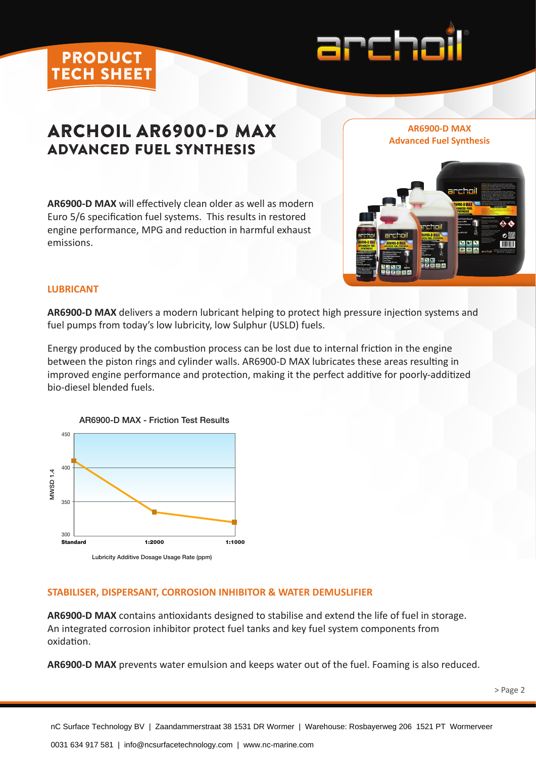PRODUCT TECH SHEET

# ARCHOIL AR6900-D MAX
## ADVANCED FUEL SYNTHESIS

**AR6900-D MAX**
**Advanced Fuel Synthesis**

**AR6900-D MAX** will effectively clean older as well as modern Euro 5/6 specification fuel systems. This results in restored engine performance, MPG and reduction in harmful exhaust emissions.

### LUBRICANT

**AR6900-D MAX** delivers a modern lubricant helping to protect high pressure injection systems and fuel pumps from today's low lubricity, low Sulphur (USLD) fuels.

Energy produced by the combustion process can be lost due to internal friction in the engine between the piston rings and cylinder walls. AR6900-D MAX lubricates these areas resulting in improved engine performance and protection, making it the perfect additive for poorly-additized bio-diesel blended fuels.

AR6900-D MAX - Friction Test Results

| Lubricity Additive Dosage Usage Rate (ppm) | MWSD 1.4 (approx.) |
|---|---|
| Standard | 410 |
| 1:2000 | 335 |
| 1:1000 | 320 |

### STABILISER, DISPERSANT, CORROSION INHIBITOR & WATER DEMUSLIFIER

**AR6900-D MAX** contains antioxidants designed to stabilise and extend the life of fuel in storage. An integrated corrosion inhibitor protect fuel tanks and key fuel system components from oxidation.

**AR6900-D MAX** prevents water emulsion and keeps water out of the fuel. Foaming is also reduced.

> Page 2

nC Surface Technology BV | Zaandammerstraat 38 1531 DR Wormer | Warehouse: Rosbayerweg 206 1521 PT Wormerveer

0031 634 917 581 | info@ncsurfacetechnology.com | www.nc-marine.com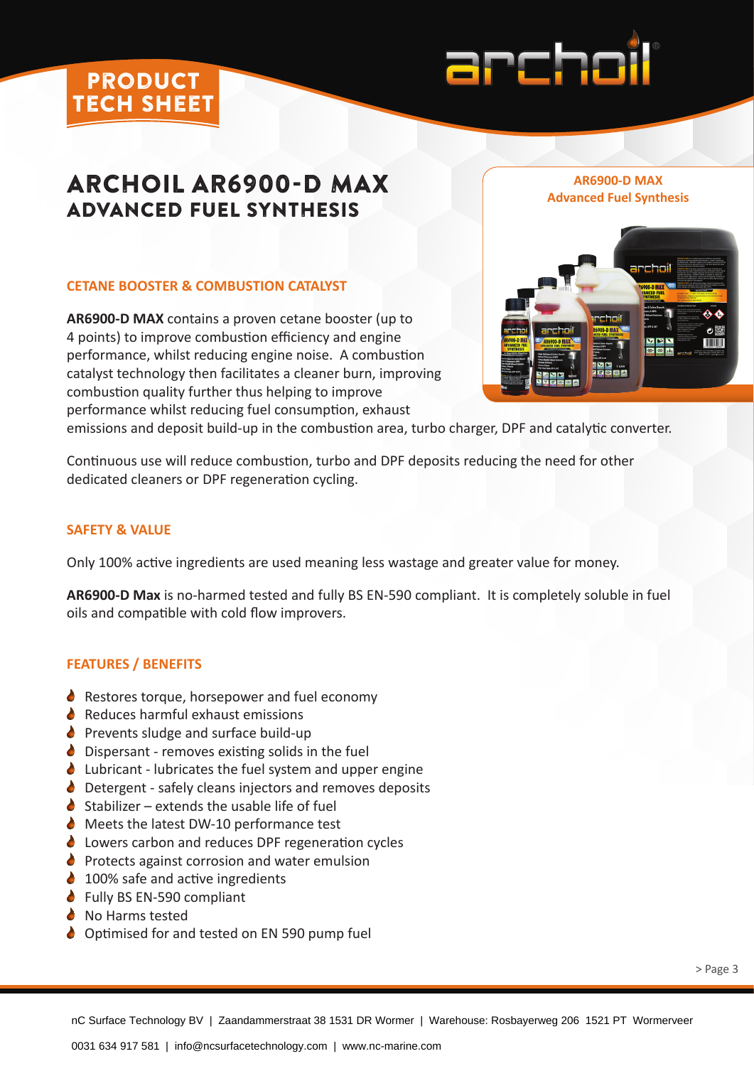PRODUCT TECH SHEET

# ARCHOIL AR6900-D MAX ADVANCED FUEL SYNTHESIS

AR6900-D MAX
Advanced Fuel Synthesis

## CETANE BOOSTER & COMBUSTION CATALYST

**AR6900-D MAX** contains a proven cetane booster (up to 4 points) to improve combustion efficiency and engine performance, whilst reducing engine noise. A combustion catalyst technology then facilitates a cleaner burn, improving combustion quality further thus helping to improve performance whilst reducing fuel consumption, exhaust emissions and deposit build-up in the combustion area, turbo charger, DPF and catalytic converter.

Continuous use will reduce combustion, turbo and DPF deposits reducing the need for other dedicated cleaners or DPF regeneration cycling.

## SAFETY & VALUE

Only 100% active ingredients are used meaning less wastage and greater value for money.

**AR6900-D Max** is no-harmed tested and fully BS EN-590 compliant. It is completely soluble in fuel oils and compatible with cold flow improvers.

## FEATURES / BENEFITS

- Restores torque, horsepower and fuel economy
- Reduces harmful exhaust emissions
- Prevents sludge and surface build-up
- Dispersant - removes existing solids in the fuel
- Lubricant - lubricates the fuel system and upper engine
- Detergent - safely cleans injectors and removes deposits
- Stabilizer – extends the usable life of fuel
- Meets the latest DW-10 performance test
- Lowers carbon and reduces DPF regeneration cycles
- Protects against corrosion and water emulsion
- 100% safe and active ingredients
- Fully BS EN-590 compliant
- No Harms tested
- Optimised for and tested on EN 590 pump fuel

nC Surface Technology BV | Zaandammerstraat 38 1531 DR Wormer | Warehouse: Rosbayerweg 206 1521 PT Wormerveer

0031 634 917 581 | info@ncsurfacetechnology.com | www.nc-marine.com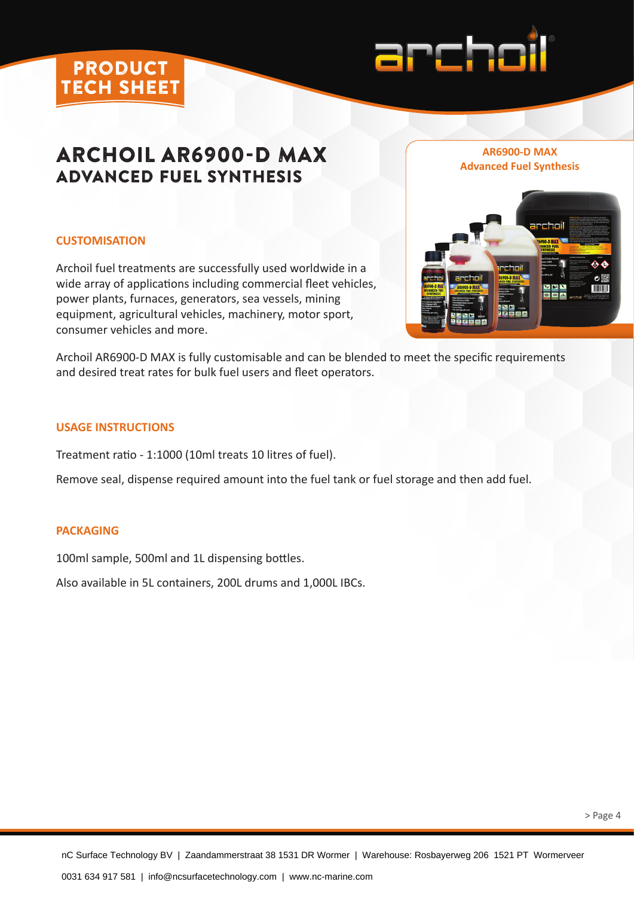PRODUCT TECH SHEET

# ARCHOIL AR6900-D MAX
## ADVANCED FUEL SYNTHESIS

AR6900-D MAX
Advanced Fuel Synthesis

### CUSTOMISATION

Archoil fuel treatments are successfully used worldwide in a wide array of applications including commercial fleet vehicles, power plants, furnaces, generators, sea vessels, mining equipment, agricultural vehicles, machinery, motor sport, consumer vehicles and more.

Archoil AR6900-D MAX is fully customisable and can be blended to meet the specific requirements and desired treat rates for bulk fuel users and fleet operators.

### USAGE INSTRUCTIONS

Treatment ratio - 1:1000 (10ml treats 10 litres of fuel).

Remove seal, dispense required amount into the fuel tank or fuel storage and then add fuel.

### PACKAGING

100ml sample, 500ml and 1L dispensing bottles.

Also available in 5L containers, 200L drums and 1,000L IBCs.

nC Surface Technology BV | Zaandammerstraat 38 1531 DR Wormer | Warehouse: Rosbayerweg 206 1521 PT Wormerveer

0031 634 917 581 | info@ncsurfacetechnology.com | www.nc-marine.com